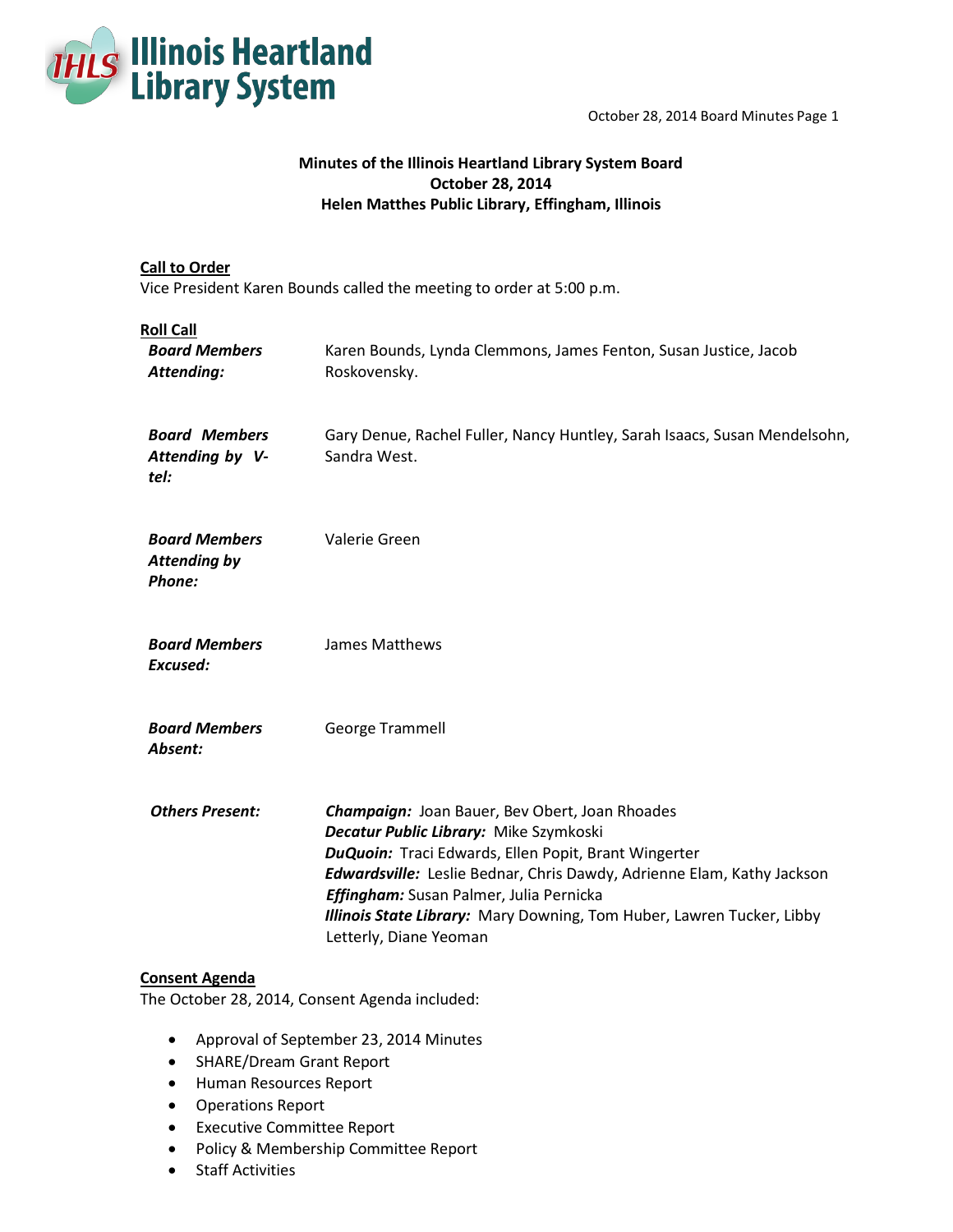# Minutes of the Illinois Heartland Library System Board
## October 28, 2014
## Helen Matthes Public Library, Effingham, Illinois

**Call to Order**

Vice President Karen Bounds called the meeting to order at 5:00 p.m.

**Roll Call**

| | |
|---|---|
| ***Board Members Attending:*** | Karen Bounds, Lynda Clemmons, James Fenton, Susan Justice, Jacob Roskovensky. |
| ***Board Members Attending by V-tel:*** | Gary Denue, Rachel Fuller, Nancy Huntley, Sarah Isaacs, Susan Mendelsohn, Sandra West. |
| ***Board Members Attending by Phone:*** | Valerie Green |
| ***Board Members Excused:*** | James Matthews |
| ***Board Members Absent:*** | George Trammell |
| ***Others Present:*** | ***Champaign:*** Joan Bauer, Bev Obert, Joan Rhoades<br>***Decatur Public Library:*** Mike Szymkoski<br>***DuQuoin:*** Traci Edwards, Ellen Popit, Brant Wingerter<br>***Edwardsville:*** Leslie Bednar, Chris Dawdy, Adrienne Elam, Kathy Jackson<br>***Effingham:*** Susan Palmer, Julia Pernicka<br>***Illinois State Library:*** Mary Downing, Tom Huber, Lawren Tucker, Libby Letterly, Diane Yeoman |

**Consent Agenda**

The October 28, 2014, Consent Agenda included:

- Approval of September 23, 2014 Minutes
- SHARE/Dream Grant Report
- Human Resources Report
- Operations Report
- Executive Committee Report
- Policy & Membership Committee Report
- Staff Activities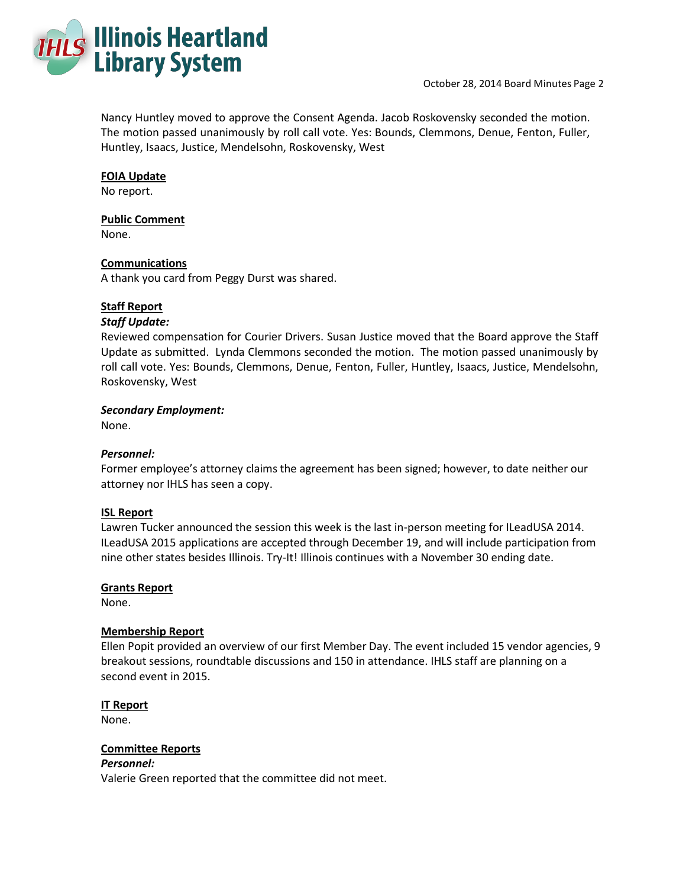Nancy Huntley moved to approve the Consent Agenda. Jacob Roskovensky seconded the motion. The motion passed unanimously by roll call vote. Yes: Bounds, Clemmons, Denue, Fenton, Fuller, Huntley, Isaacs, Justice, Mendelsohn, Roskovensky, West

**FOIA Update**

No report.

**Public Comment**

None.

**Communications**

A thank you card from Peggy Durst was shared.

**Staff Report**

***Staff Update:***

Reviewed compensation for Courier Drivers. Susan Justice moved that the Board approve the Staff Update as submitted. Lynda Clemmons seconded the motion. The motion passed unanimously by roll call vote. Yes: Bounds, Clemmons, Denue, Fenton, Fuller, Huntley, Isaacs, Justice, Mendelsohn, Roskovensky, West

***Secondary Employment:***

None.

***Personnel:***

Former employee's attorney claims the agreement has been signed; however, to date neither our attorney nor IHLS has seen a copy.

**ISL Report**

Lawren Tucker announced the session this week is the last in-person meeting for ILeadUSA 2014. ILeadUSA 2015 applications are accepted through December 19, and will include participation from nine other states besides Illinois. Try-It! Illinois continues with a November 30 ending date.

**Grants Report**

None.

**Membership Report**

Ellen Popit provided an overview of our first Member Day. The event included 15 vendor agencies, 9 breakout sessions, roundtable discussions and 150 in attendance. IHLS staff are planning on a second event in 2015.

**IT Report**

None.

**Committee Reports**

***Personnel:***

Valerie Green reported that the committee did not meet.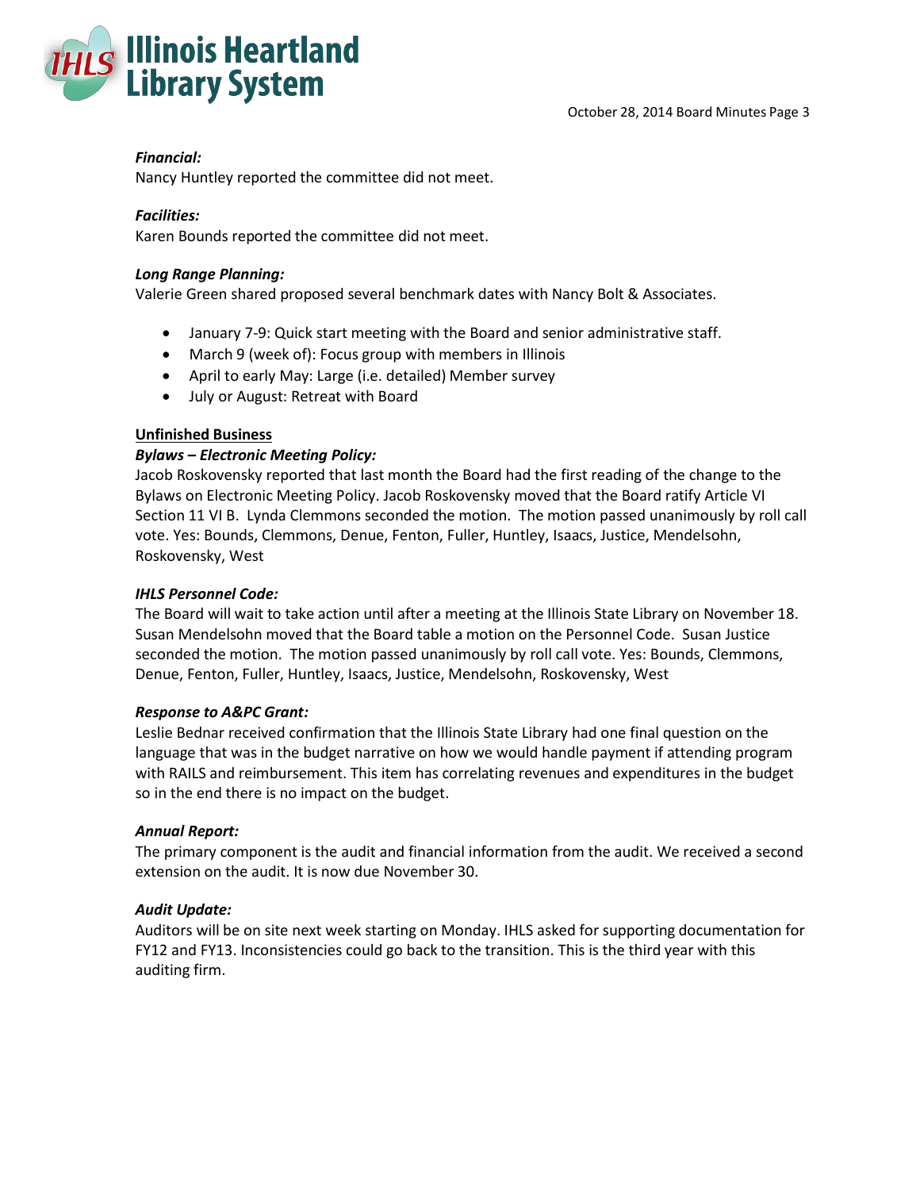***Financial:***
Nancy Huntley reported the committee did not meet.

***Facilities:***
Karen Bounds reported the committee did not meet.

***Long Range Planning:***
Valerie Green shared proposed several benchmark dates with Nancy Bolt & Associates.

- January 7-9: Quick start meeting with the Board and senior administrative staff.
- March 9 (week of): Focus group with members in Illinois
- April to early May: Large (i.e. detailed) Member survey
- July or August: Retreat with Board

**Unfinished Business**

***Bylaws – Electronic Meeting Policy:***
Jacob Roskovensky reported that last month the Board had the first reading of the change to the Bylaws on Electronic Meeting Policy. Jacob Roskovensky moved that the Board ratify Article VI Section 11 VI B. Lynda Clemmons seconded the motion. The motion passed unanimously by roll call vote. Yes: Bounds, Clemmons, Denue, Fenton, Fuller, Huntley, Isaacs, Justice, Mendelsohn, Roskovensky, West

***IHLS Personnel Code:***
The Board will wait to take action until after a meeting at the Illinois State Library on November 18. Susan Mendelsohn moved that the Board table a motion on the Personnel Code. Susan Justice seconded the motion. The motion passed unanimously by roll call vote. Yes: Bounds, Clemmons, Denue, Fenton, Fuller, Huntley, Isaacs, Justice, Mendelsohn, Roskovensky, West

***Response to A&PC Grant:***
Leslie Bednar received confirmation that the Illinois State Library had one final question on the language that was in the budget narrative on how we would handle payment if attending program with RAILS and reimbursement. This item has correlating revenues and expenditures in the budget so in the end there is no impact on the budget.

***Annual Report:***
The primary component is the audit and financial information from the audit. We received a second extension on the audit. It is now due November 30.

***Audit Update:***
Auditors will be on site next week starting on Monday. IHLS asked for supporting documentation for FY12 and FY13. Inconsistencies could go back to the transition. This is the third year with this auditing firm.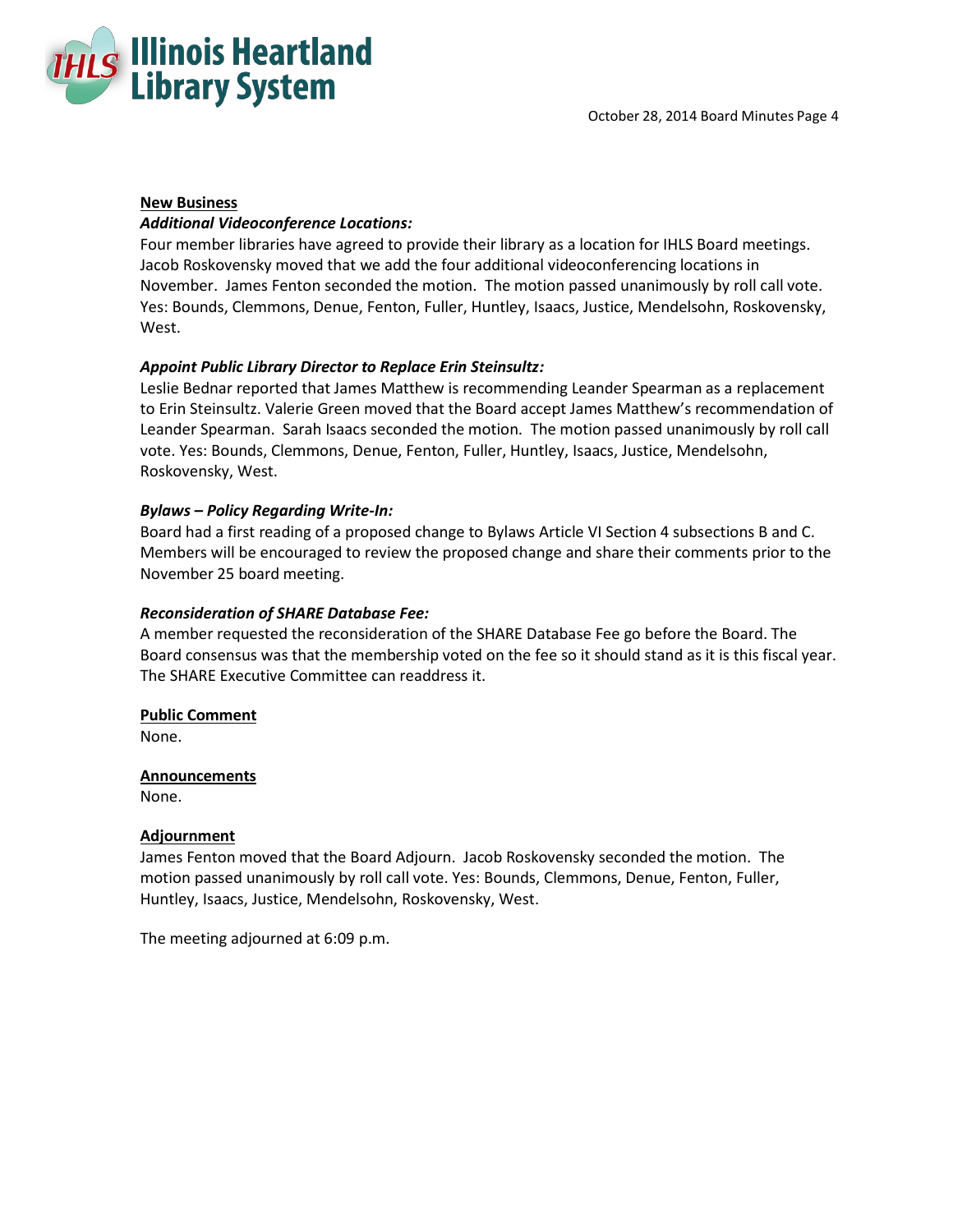**New Business**

***Additional Videoconference Locations:***

Four member libraries have agreed to provide their library as a location for IHLS Board meetings. Jacob Roskovensky moved that we add the four additional videoconferencing locations in November. James Fenton seconded the motion. The motion passed unanimously by roll call vote. Yes: Bounds, Clemmons, Denue, Fenton, Fuller, Huntley, Isaacs, Justice, Mendelsohn, Roskovensky, West.

***Appoint Public Library Director to Replace Erin Steinsultz:***

Leslie Bednar reported that James Matthew is recommending Leander Spearman as a replacement to Erin Steinsultz. Valerie Green moved that the Board accept James Matthew's recommendation of Leander Spearman. Sarah Isaacs seconded the motion. The motion passed unanimously by roll call vote. Yes: Bounds, Clemmons, Denue, Fenton, Fuller, Huntley, Isaacs, Justice, Mendelsohn, Roskovensky, West.

***Bylaws – Policy Regarding Write-In:***

Board had a first reading of a proposed change to Bylaws Article VI Section 4 subsections B and C. Members will be encouraged to review the proposed change and share their comments prior to the November 25 board meeting.

***Reconsideration of SHARE Database Fee:***

A member requested the reconsideration of the SHARE Database Fee go before the Board. The Board consensus was that the membership voted on the fee so it should stand as it is this fiscal year. The SHARE Executive Committee can readdress it.

**Public Comment**

None.

**Announcements**

None.

**Adjournment**

James Fenton moved that the Board Adjourn. Jacob Roskovensky seconded the motion. The motion passed unanimously by roll call vote. Yes: Bounds, Clemmons, Denue, Fenton, Fuller, Huntley, Isaacs, Justice, Mendelsohn, Roskovensky, West.

The meeting adjourned at 6:09 p.m.